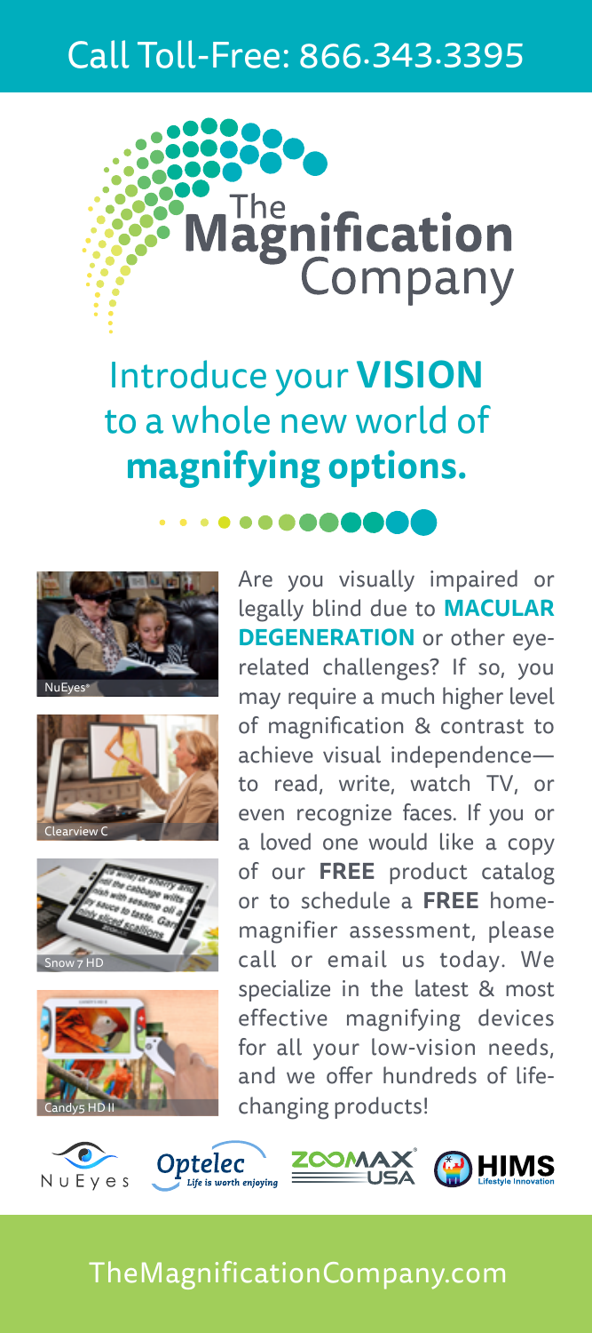Call Toll-Free: 866.343.3395

# The Magnification Company

## Introduce your **VISION** to a whole new world of **magnifying options.**

NuEyes®

Clearview C

Snow 7 HD

Candy5 HD II

Are you visually impaired or legally blind due to **MACULAR DEGENERATION** or other eye-related challenges? If so, you may require a much higher level of magnification & contrast to achieve visual independence—to read, write, watch TV, or even recognize faces. If you or a loved one would like a copy of our **FREE** product catalog or to schedule a **FREE** home-magnifier assessment, please call or email us today. We specialize in the latest & most effective magnifying devices for all your low-vision needs, and we offer hundreds of life-changing products!

NuEyes · Optelec *Life is worth enjoying* · ZOOMAX USA · HIMS Lifestyle Innovation

TheMagnificationCompany.com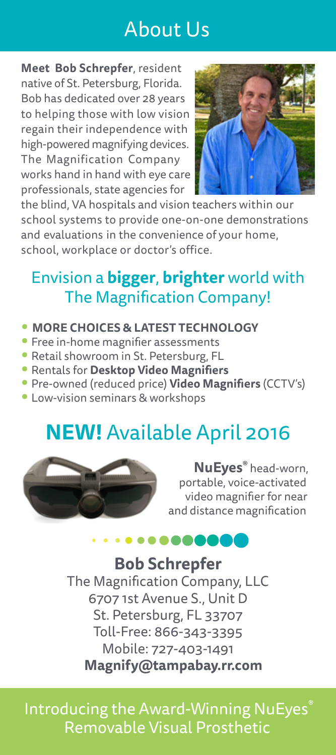# About Us

**Meet Bob Schrepfer**, resident native of St. Petersburg, Florida. Bob has dedicated over 28 years to helping those with low vision regain their independence with high-powered magnifying devices. The Magnification Company works hand in hand with eye care professionals, state agencies for the blind, VA hospitals and vision teachers within our school systems to provide one-on-one demonstrations and evaluations in the convenience of your home, school, workplace or doctor's office.

## Envision a **bigger**, **brighter** world with The Magnification Company!

- **MORE CHOICES & LATEST TECHNOLOGY**
- Free in-home magnifier assessments
- Retail showroom in St. Petersburg, FL
- Rentals for **Desktop Video Magnifiers**
- Pre-owned (reduced price) **Video Magnifiers** (CCTV's)
- Low-vision seminars & workshops

# **NEW!** Available April 2016

**NuEyes®** head-worn, portable, voice-activated video magnifier for near and distance magnification

**Bob Schrepfer**
The Magnification Company, LLC
6707 1st Avenue S., Unit D
St. Petersburg, FL 33707
Toll-Free: 866-343-3395
Mobile: 727-403-1491
**Magnify@tampabay.rr.com**

Introducing the Award-Winning NuEyes® Removable Visual Prosthetic